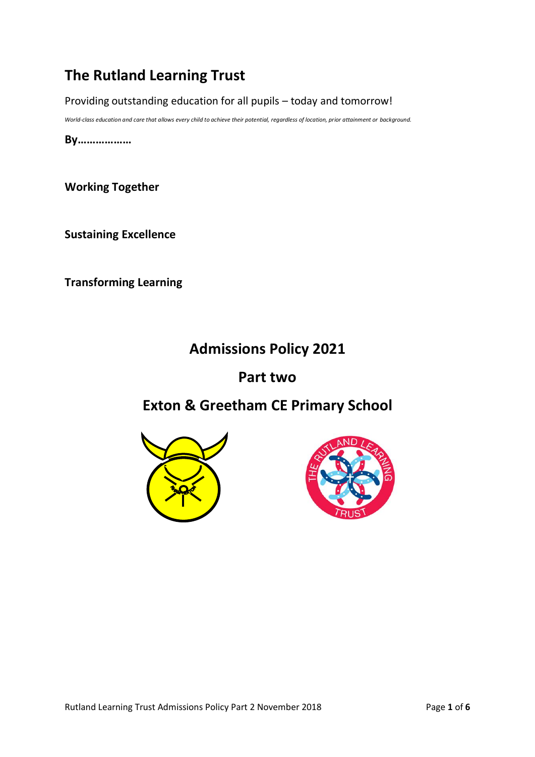# The Rutland Learning Trust

Providing outstanding education for all pupils – today and tomorrow!

*World-class education and care that allows every child to achieve their potential, regardless of location, prior attainment or background.*

**By………………**

**Working Together**

**Sustaining Excellence**

**Transforming Learning**

## Admissions Policy 2021

## Part two

## Exton & Greetham CE Primary School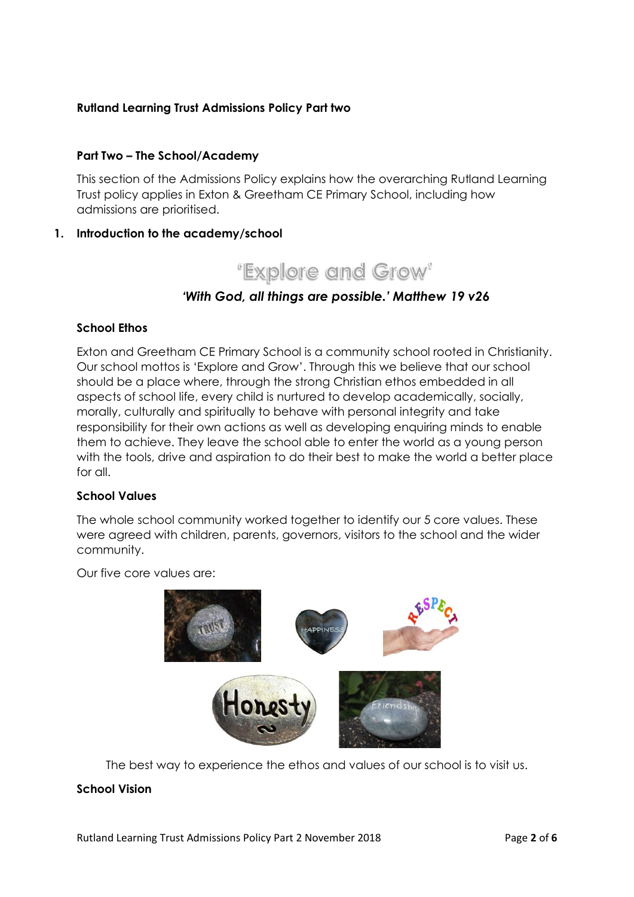**Rutland Learning Trust Admissions Policy Part two**

**Part Two – The School/Academy**

This section of the Admissions Policy explains how the overarching Rutland Learning Trust policy applies in Exton & Greetham CE Primary School, including how admissions are prioritised.

## 1. Introduction to the academy/school

## 'Explore and Grow'

***'With God, all things are possible.' Matthew 19 v26***

**School Ethos**

Exton and Greetham CE Primary School is a community school rooted in Christianity. Our school mottos is 'Explore and Grow'. Through this we believe that our school should be a place where, through the strong Christian ethos embedded in all aspects of school life, every child is nurtured to develop academically, socially, morally, culturally and spiritually to behave with personal integrity and take responsibility for their own actions as well as developing enquiring minds to enable them to achieve. They leave the school able to enter the world as a young person with the tools, drive and aspiration to do their best to make the world a better place for all.

**School Values**

The whole school community worked together to identify our 5 core values. These were agreed with children, parents, governors, visitors to the school and the wider community.

Our five core values are:

The best way to experience the ethos and values of our school is to visit us.

**School Vision**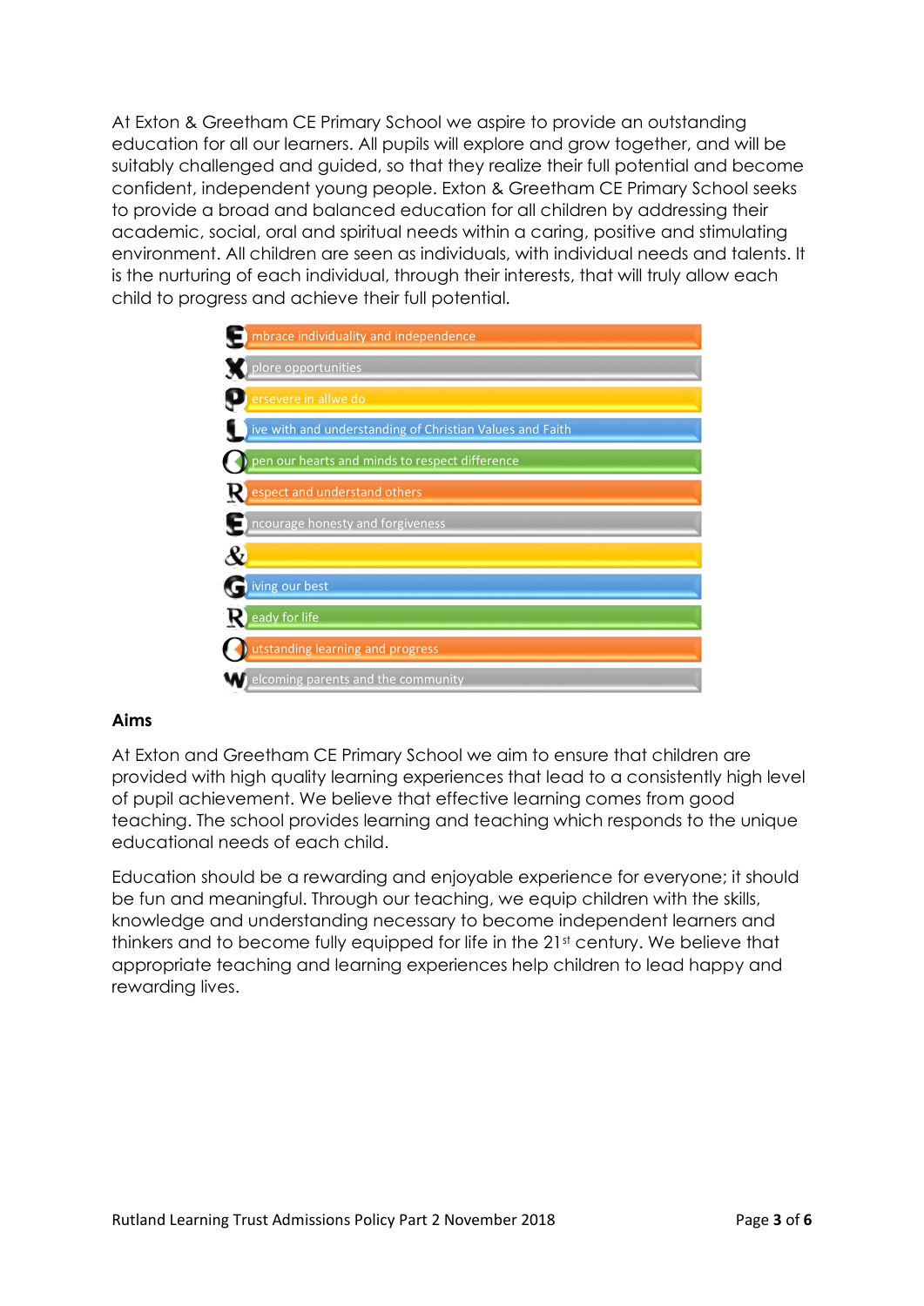At Exton & Greetham CE Primary School we aspire to provide an outstanding education for all our learners. All pupils will explore and grow together, and will be suitably challenged and guided, so that they realize their full potential and become confident, independent young people. Exton & Greetham CE Primary School seeks to provide a broad and balanced education for all children by addressing their academic, social, oral and spiritual needs within a caring, positive and stimulating environment. All children are seen as individuals, with individual needs and talents. It is the nurturing of each individual, through their interests, that will truly allow each child to progress and achieve their full potential.

**E** mbrace individuality and independence
**X** plore opportunities
**P** ersevere in allwe do
**L** ive with and understanding of Christian Values and Faith
**O** pen our hearts and minds to respect difference
**R** espect and understand others
**E** ncourage honesty and forgiveness
**&**
**G** iving our best
**R** eady for life
**O** utstanding learning and progress
**W** elcoming parents and the community

**Aims**

At Exton and Greetham CE Primary School we aim to ensure that children are provided with high quality learning experiences that lead to a consistently high level of pupil achievement. We believe that effective learning comes from good teaching. The school provides learning and teaching which responds to the unique educational needs of each child.

Education should be a rewarding and enjoyable experience for everyone; it should be fun and meaningful. Through our teaching, we equip children with the skills, knowledge and understanding necessary to become independent learners and thinkers and to become fully equipped for life in the 21st century. We believe that appropriate teaching and learning experiences help children to lead happy and rewarding lives.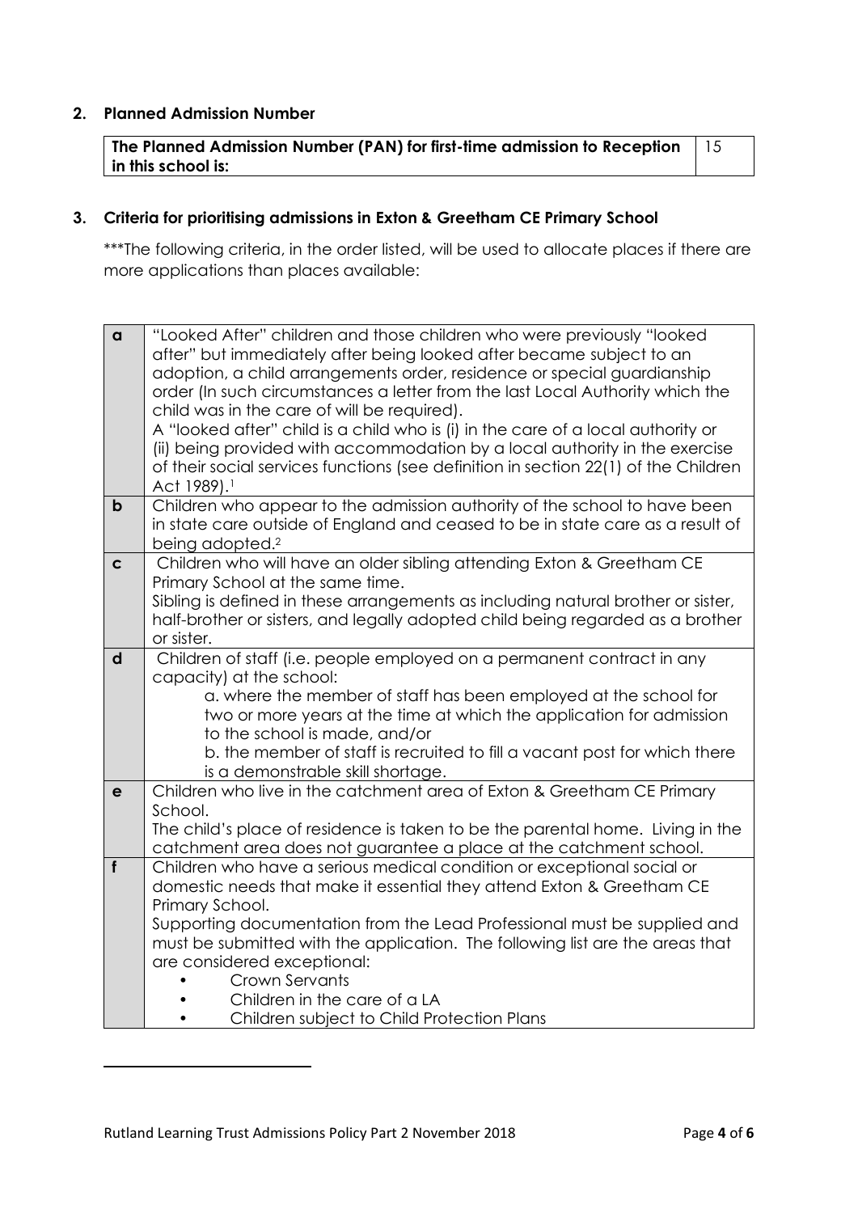**2. Planned Admission Number**

| The Planned Admission Number (PAN) for first-time admission to Reception in this school is: | 15 |
| --- | --- |

**3. Criteria for prioritising admissions in Exton & Greetham CE Primary School**

***The following criteria, in the order listed, will be used to allocate places if there are more applications than places available:

| | |
| --- | --- |
| **a** | "Looked After" children and those children who were previously "looked after" but immediately after being looked after became subject to an adoption, a child arrangements order, residence or special guardianship order (In such circumstances a letter from the last Local Authority which the child was in the care of will be required).<br>A "looked after" child is a child who is (i) in the care of a local authority or (ii) being provided with accommodation by a local authority in the exercise of their social services functions (see definition in section 22(1) of the Children Act 1989).[1] |
| **b** | Children who appear to the admission authority of the school to have been in state care outside of England and ceased to be in state care as a result of being adopted.[2] |
| **c** | Children who will have an older sibling attending Exton & Greetham CE Primary School at the same time.<br>Sibling is defined in these arrangements as including natural brother or sister, half-brother or sisters, and legally adopted child being regarded as a brother or sister. |
| **d** | Children of staff (i.e. people employed on a permanent contract in any capacity) at the school:<br>a. where the member of staff has been employed at the school for two or more years at the time at which the application for admission to the school is made, and/or<br>b. the member of staff is recruited to fill a vacant post for which there is a demonstrable skill shortage. |
| **e** | Children who live in the catchment area of Exton & Greetham CE Primary School.<br>The child's place of residence is taken to be the parental home. Living in the catchment area does not guarantee a place at the catchment school. |
| **f** | Children who have a serious medical condition or exceptional social or domestic needs that make it essential they attend Exton & Greetham CE Primary School.<br>Supporting documentation from the Lead Professional must be supplied and must be submitted with the application. The following list are the areas that are considered exceptional:<br>• Crown Servants<br>• Children in the care of a LA<br>• Children subject to Child Protection Plans |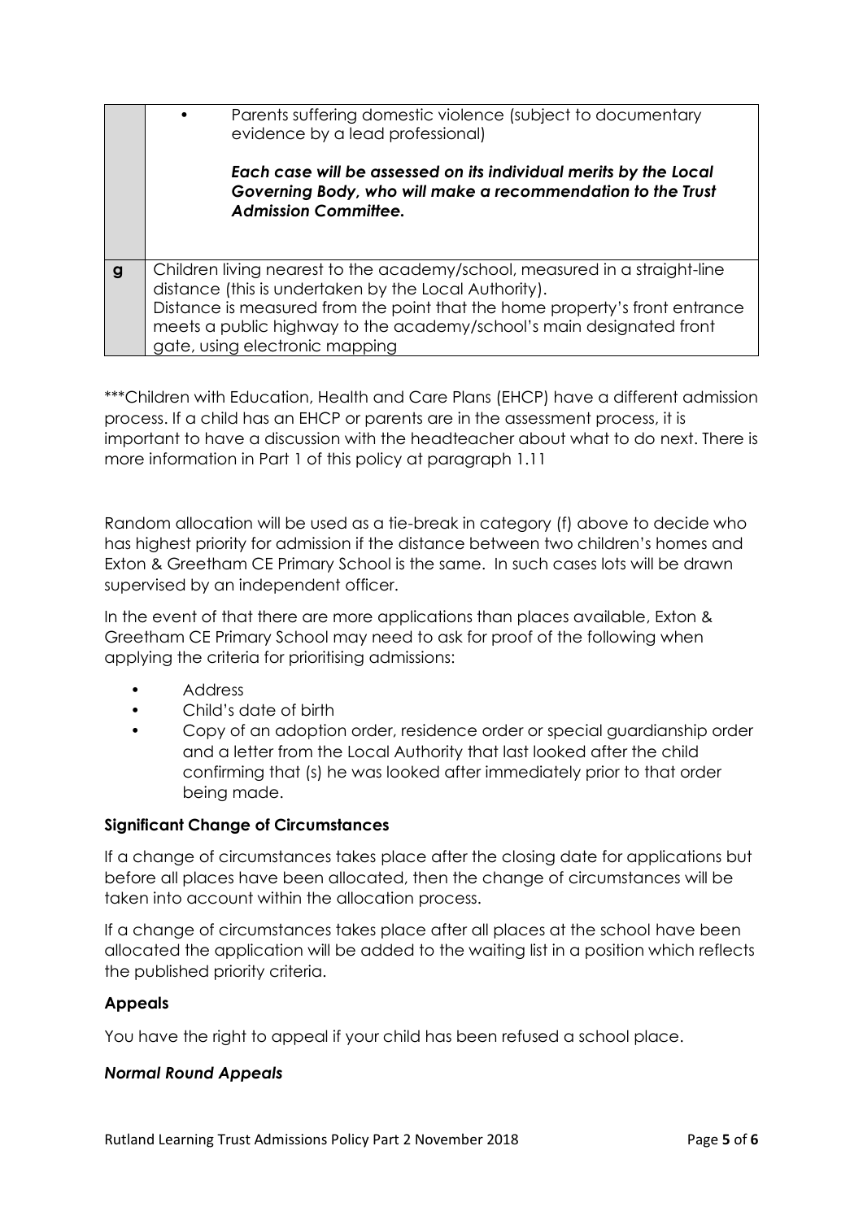| | |
|---|---|
| | • Parents suffering domestic violence (subject to documentary evidence by a lead professional)<br><br>***Each case will be assessed on its individual merits by the Local Governing Body, who will make a recommendation to the Trust Admission Committee.*** |
| **g** | Children living nearest to the academy/school, measured in a straight-line distance (this is undertaken by the Local Authority).<br>Distance is measured from the point that the home property's front entrance meets a public highway to the academy/school's main designated front gate, using electronic mapping |

***Children with Education, Health and Care Plans (EHCP) have a different admission process. If a child has an EHCP or parents are in the assessment process, it is important to have a discussion with the headteacher about what to do next. There is more information in Part 1 of this policy at paragraph 1.11

Random allocation will be used as a tie-break in category (f) above to decide who has highest priority for admission if the distance between two children's homes and Exton & Greetham CE Primary School is the same. In such cases lots will be drawn supervised by an independent officer.

In the event of that there are more applications than places available, Exton & Greetham CE Primary School may need to ask for proof of the following when applying the criteria for prioritising admissions:

- Address
- Child's date of birth
- Copy of an adoption order, residence order or special guardianship order and a letter from the Local Authority that last looked after the child confirming that (s) he was looked after immediately prior to that order being made.

**Significant Change of Circumstances**

If a change of circumstances takes place after the closing date for applications but before all places have been allocated, then the change of circumstances will be taken into account within the allocation process.

If a change of circumstances takes place after all places at the school have been allocated the application will be added to the waiting list in a position which reflects the published priority criteria.

**Appeals**

You have the right to appeal if your child has been refused a school place.

***Normal Round Appeals***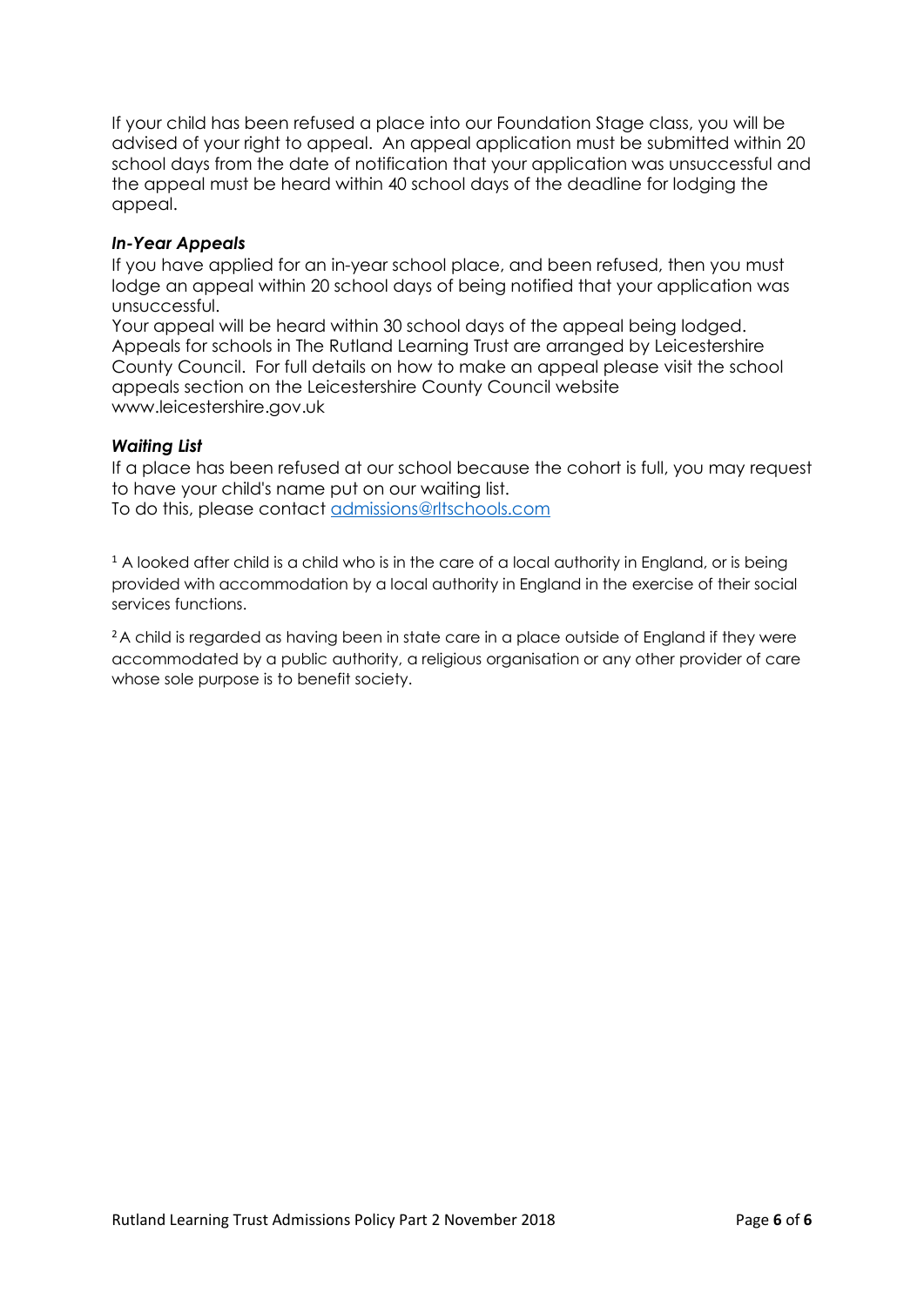If your child has been refused a place into our Foundation Stage class, you will be advised of your right to appeal. An appeal application must be submitted within 20 school days from the date of notification that your application was unsuccessful and the appeal must be heard within 40 school days of the deadline for lodging the appeal.

***In-Year Appeals***

If you have applied for an in-year school place, and been refused, then you must lodge an appeal within 20 school days of being notified that your application was unsuccessful.
Your appeal will be heard within 30 school days of the appeal being lodged. Appeals for schools in The Rutland Learning Trust are arranged by Leicestershire County Council. For full details on how to make an appeal please visit the school appeals section on the Leicestershire County Council website www.leicestershire.gov.uk

***Waiting List***

If a place has been refused at our school because the cohort is full, you may request to have your child's name put on our waiting list.
To do this, please contact [admissions@rltschools.com](mailto:admissions@rltschools.com)

[1] A looked after child is a child who is in the care of a local authority in England, or is being provided with accommodation by a local authority in England in the exercise of their social services functions.

[2] A child is regarded as having been in state care in a place outside of England if they were accommodated by a public authority, a religious organisation or any other provider of care whose sole purpose is to benefit society.